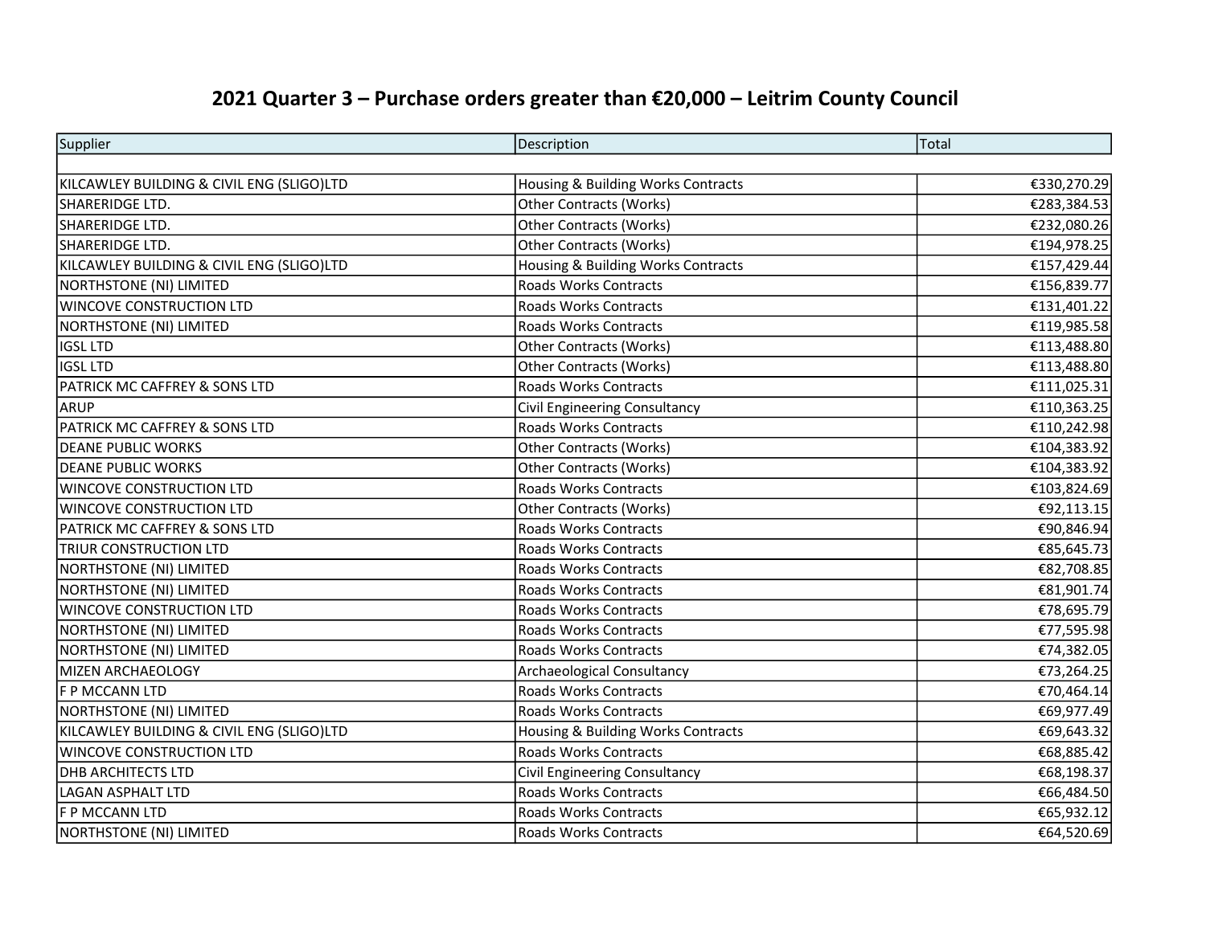# 2021 Quarter 3 – Purchase orders greater than €20,000 – Leitrim County Council

| Supplier | Description | Total |
| --- | --- | --- |
| | | |
| KILCAWLEY BUILDING & CIVIL ENG (SLIGO)LTD | Housing & Building Works Contracts | €330,270.29 |
| SHARERIDGE LTD. | Other Contracts (Works) | €283,384.53 |
| SHARERIDGE LTD. | Other Contracts (Works) | €232,080.26 |
| SHARERIDGE LTD. | Other Contracts (Works) | €194,978.25 |
| KILCAWLEY BUILDING & CIVIL ENG (SLIGO)LTD | Housing & Building Works Contracts | €157,429.44 |
| NORTHSTONE (NI) LIMITED | Roads Works Contracts | €156,839.77 |
| WINCOVE CONSTRUCTION LTD | Roads Works Contracts | €131,401.22 |
| NORTHSTONE (NI) LIMITED | Roads Works Contracts | €119,985.58 |
| IGSL LTD | Other Contracts (Works) | €113,488.80 |
| IGSL LTD | Other Contracts (Works) | €113,488.80 |
| PATRICK MC CAFFREY & SONS LTD | Roads Works Contracts | €111,025.31 |
| ARUP | Civil Engineering Consultancy | €110,363.25 |
| PATRICK MC CAFFREY & SONS LTD | Roads Works Contracts | €110,242.98 |
| DEANE PUBLIC WORKS | Other Contracts (Works) | €104,383.92 |
| DEANE PUBLIC WORKS | Other Contracts (Works) | €104,383.92 |
| WINCOVE CONSTRUCTION LTD | Roads Works Contracts | €103,824.69 |
| WINCOVE CONSTRUCTION LTD | Other Contracts (Works) | €92,113.15 |
| PATRICK MC CAFFREY & SONS LTD | Roads Works Contracts | €90,846.94 |
| TRIUR CONSTRUCTION LTD | Roads Works Contracts | €85,645.73 |
| NORTHSTONE (NI) LIMITED | Roads Works Contracts | €82,708.85 |
| NORTHSTONE (NI) LIMITED | Roads Works Contracts | €81,901.74 |
| WINCOVE CONSTRUCTION LTD | Roads Works Contracts | €78,695.79 |
| NORTHSTONE (NI) LIMITED | Roads Works Contracts | €77,595.98 |
| NORTHSTONE (NI) LIMITED | Roads Works Contracts | €74,382.05 |
| MIZEN ARCHAEOLOGY | Archaeological Consultancy | €73,264.25 |
| F P MCCANN LTD | Roads Works Contracts | €70,464.14 |
| NORTHSTONE (NI) LIMITED | Roads Works Contracts | €69,977.49 |
| KILCAWLEY BUILDING & CIVIL ENG (SLIGO)LTD | Housing & Building Works Contracts | €69,643.32 |
| WINCOVE CONSTRUCTION LTD | Roads Works Contracts | €68,885.42 |
| DHB ARCHITECTS LTD | Civil Engineering Consultancy | €68,198.37 |
| LAGAN ASPHALT LTD | Roads Works Contracts | €66,484.50 |
| F P MCCANN LTD | Roads Works Contracts | €65,932.12 |
| NORTHSTONE (NI) LIMITED | Roads Works Contracts | €64,520.69 |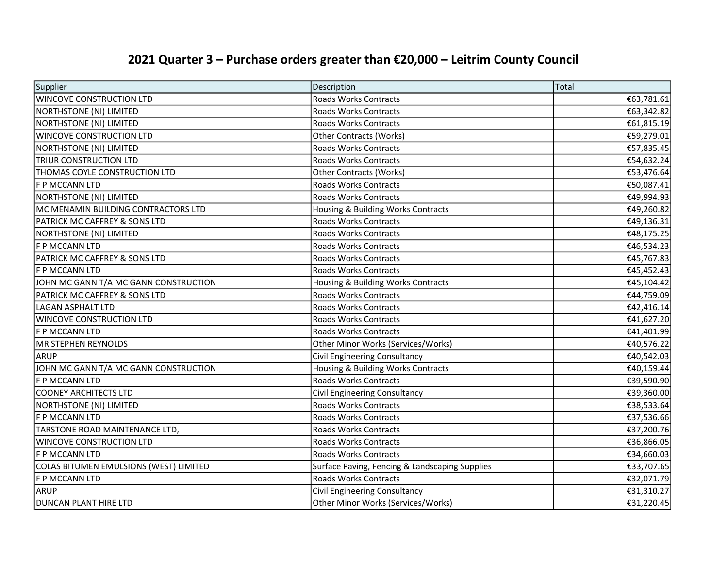# 2021 Quarter 3 – Purchase orders greater than €20,000 – Leitrim County Council

| Supplier | Description | Total |
|---|---|---|
| WINCOVE CONSTRUCTION LTD | Roads Works Contracts | €63,781.61 |
| NORTHSTONE (NI) LIMITED | Roads Works Contracts | €63,342.82 |
| NORTHSTONE (NI) LIMITED | Roads Works Contracts | €61,815.19 |
| WINCOVE CONSTRUCTION LTD | Other Contracts (Works) | €59,279.01 |
| NORTHSTONE (NI) LIMITED | Roads Works Contracts | €57,835.45 |
| TRIUR CONSTRUCTION LTD | Roads Works Contracts | €54,632.24 |
| THOMAS COYLE CONSTRUCTION LTD | Other Contracts (Works) | €53,476.64 |
| F P MCCANN LTD | Roads Works Contracts | €50,087.41 |
| NORTHSTONE (NI) LIMITED | Roads Works Contracts | €49,994.93 |
| MC MENAMIN BUILDING CONTRACTORS LTD | Housing & Building Works Contracts | €49,260.82 |
| PATRICK MC CAFFREY & SONS LTD | Roads Works Contracts | €49,136.31 |
| NORTHSTONE (NI) LIMITED | Roads Works Contracts | €48,175.25 |
| F P MCCANN LTD | Roads Works Contracts | €46,534.23 |
| PATRICK MC CAFFREY & SONS LTD | Roads Works Contracts | €45,767.83 |
| F P MCCANN LTD | Roads Works Contracts | €45,452.43 |
| JOHN MC GANN T/A MC GANN CONSTRUCTION | Housing & Building Works Contracts | €45,104.42 |
| PATRICK MC CAFFREY & SONS LTD | Roads Works Contracts | €44,759.09 |
| LAGAN ASPHALT LTD | Roads Works Contracts | €42,416.14 |
| WINCOVE CONSTRUCTION LTD | Roads Works Contracts | €41,627.20 |
| F P MCCANN LTD | Roads Works Contracts | €41,401.99 |
| MR STEPHEN REYNOLDS | Other Minor Works (Services/Works) | €40,576.22 |
| ARUP | Civil Engineering Consultancy | €40,542.03 |
| JOHN MC GANN T/A MC GANN CONSTRUCTION | Housing & Building Works Contracts | €40,159.44 |
| F P MCCANN LTD | Roads Works Contracts | €39,590.90 |
| COONEY ARCHITECTS LTD | Civil Engineering Consultancy | €39,360.00 |
| NORTHSTONE (NI) LIMITED | Roads Works Contracts | €38,533.64 |
| F P MCCANN LTD | Roads Works Contracts | €37,536.66 |
| TARSTONE ROAD MAINTENANCE LTD, | Roads Works Contracts | €37,200.76 |
| WINCOVE CONSTRUCTION LTD | Roads Works Contracts | €36,866.05 |
| F P MCCANN LTD | Roads Works Contracts | €34,660.03 |
| COLAS BITUMEN EMULSIONS (WEST) LIMITED | Surface Paving, Fencing & Landscaping Supplies | €33,707.65 |
| F P MCCANN LTD | Roads Works Contracts | €32,071.79 |
| ARUP | Civil Engineering Consultancy | €31,310.27 |
| DUNCAN PLANT HIRE LTD | Other Minor Works (Services/Works) | €31,220.45 |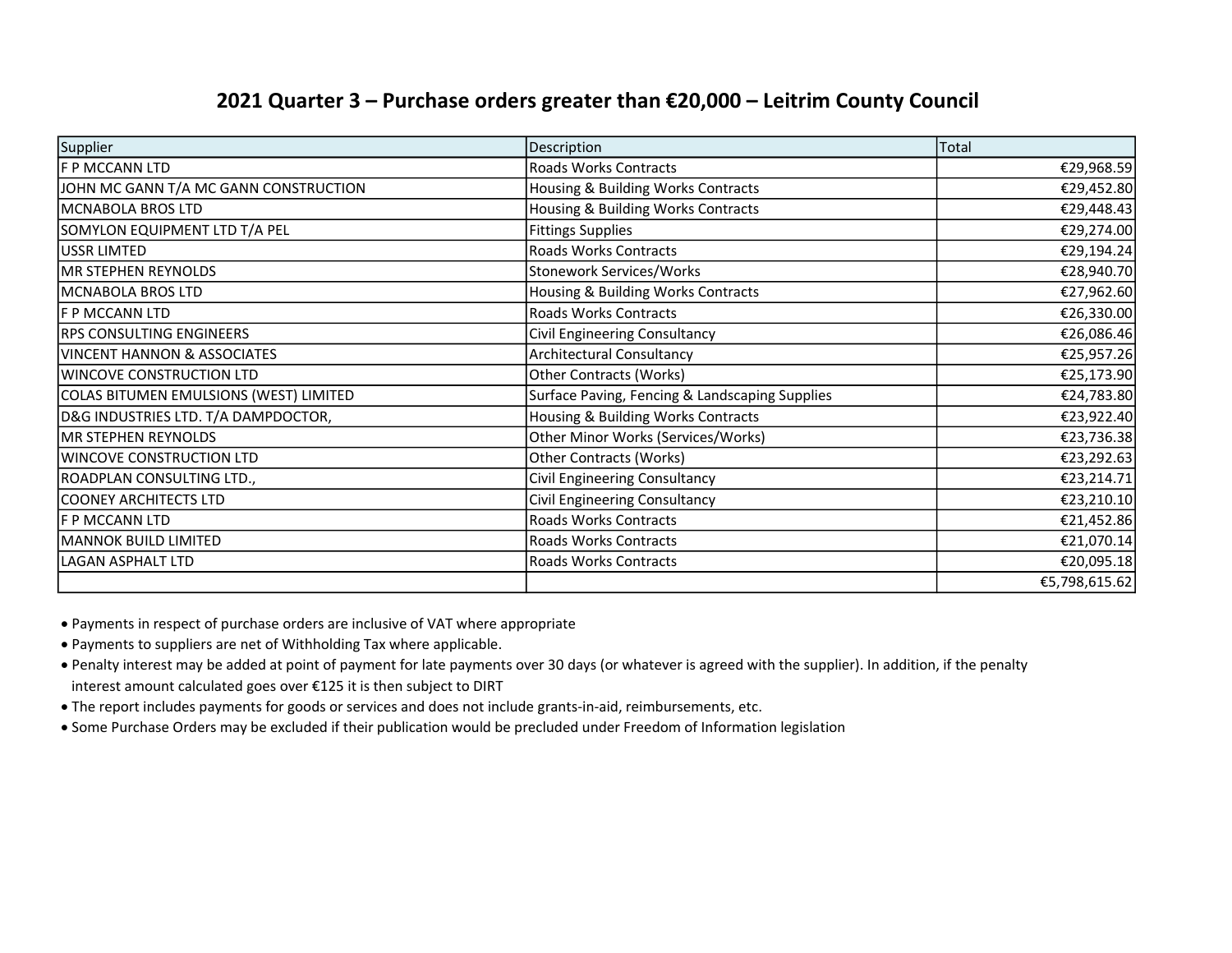# 2021 Quarter 3 – Purchase orders greater than €20,000 – Leitrim County Council

| Supplier | Description | Total |
| --- | --- | --- |
| F P MCCANN LTD | Roads Works Contracts | €29,968.59 |
| JOHN MC GANN T/A MC GANN CONSTRUCTION | Housing & Building Works Contracts | €29,452.80 |
| MCNABOLA BROS LTD | Housing & Building Works Contracts | €29,448.43 |
| SOMYLON EQUIPMENT LTD T/A PEL | Fittings Supplies | €29,274.00 |
| USSR LIMTED | Roads Works Contracts | €29,194.24 |
| MR STEPHEN REYNOLDS | Stonework Services/Works | €28,940.70 |
| MCNABOLA BROS LTD | Housing & Building Works Contracts | €27,962.60 |
| F P MCCANN LTD | Roads Works Contracts | €26,330.00 |
| RPS CONSULTING ENGINEERS | Civil Engineering Consultancy | €26,086.46 |
| VINCENT HANNON & ASSOCIATES | Architectural Consultancy | €25,957.26 |
| WINCOVE CONSTRUCTION LTD | Other Contracts (Works) | €25,173.90 |
| COLAS BITUMEN EMULSIONS (WEST) LIMITED | Surface Paving, Fencing & Landscaping Supplies | €24,783.80 |
| D&G INDUSTRIES LTD. T/A DAMPDOCTOR, | Housing & Building Works Contracts | €23,922.40 |
| MR STEPHEN REYNOLDS | Other Minor Works (Services/Works) | €23,736.38 |
| WINCOVE CONSTRUCTION LTD | Other Contracts (Works) | €23,292.63 |
| ROADPLAN CONSULTING LTD., | Civil Engineering Consultancy | €23,214.71 |
| COONEY ARCHITECTS LTD | Civil Engineering Consultancy | €23,210.10 |
| F P MCCANN LTD | Roads Works Contracts | €21,452.86 |
| MANNOK BUILD LIMITED | Roads Works Contracts | €21,070.14 |
| LAGAN ASPHALT LTD | Roads Works Contracts | €20,095.18 |
| | | €5,798,615.62 |

- Payments in respect of purchase orders are inclusive of VAT where appropriate
- Payments to suppliers are net of Withholding Tax where applicable.
- Penalty interest may be added at point of payment for late payments over 30 days (or whatever is agreed with the supplier). In addition, if the penalty interest amount calculated goes over €125 it is then subject to DIRT
- The report includes payments for goods or services and does not include grants-in-aid, reimbursements, etc.
- Some Purchase Orders may be excluded if their publication would be precluded under Freedom of Information legislation